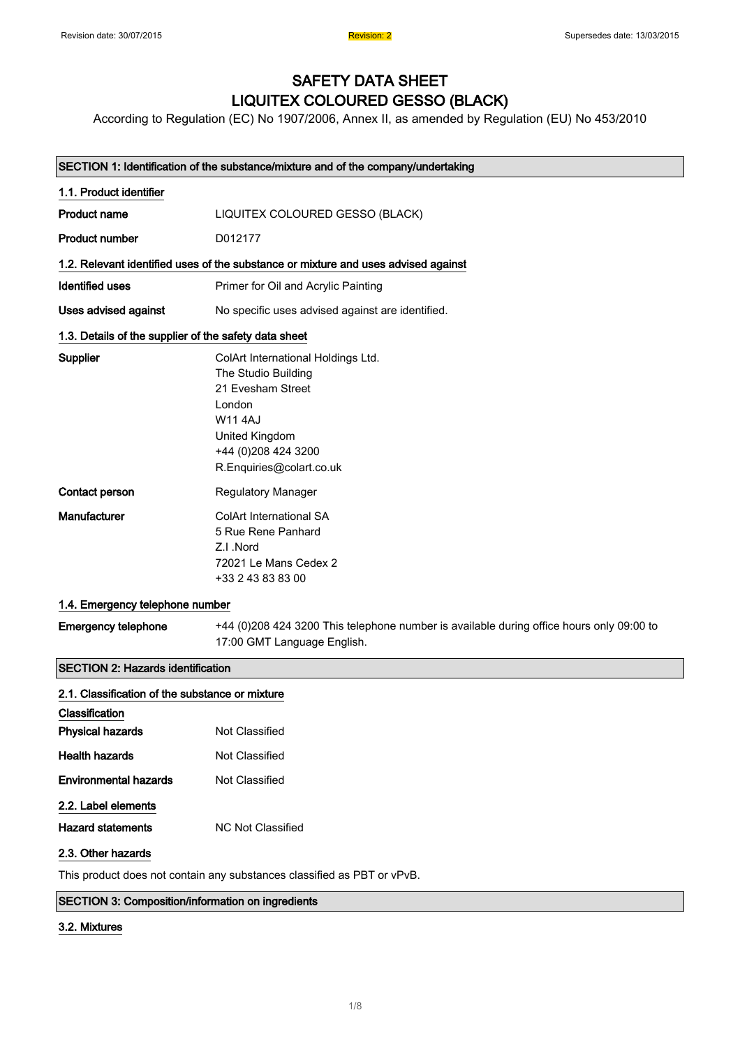Revision date: 30/07/2015 | Revision: 2 | Supersedes date: 13/03/2015

# SAFETY DATA SHEET
# LIQUITEX COLOURED GESSO (BLACK)

According to Regulation (EC) No 1907/2006, Annex II, as amended by Regulation (EU) No 453/2010

## SECTION 1: Identification of the substance/mixture and of the company/undertaking

### 1.1. Product identifier

**Product name** LIQUITEX COLOURED GESSO (BLACK)

**Product number** D012177

### 1.2. Relevant identified uses of the substance or mixture and uses advised against

**Identified uses** Primer for Oil and Acrylic Painting

**Uses advised against** No specific uses advised against are identified.

### 1.3. Details of the supplier of the safety data sheet

**Supplier**
ColArt International Holdings Ltd.
The Studio Building
21 Evesham Street
London
W11 4AJ
United Kingdom
+44 (0)208 424 3200
R.Enquiries@colart.co.uk

**Contact person** Regulatory Manager

**Manufacturer**
ColArt International SA
5 Rue Rene Panhard
Z.I .Nord
72021 Le Mans Cedex 2
+33 2 43 83 83 00

### 1.4. Emergency telephone number

**Emergency telephone** +44 (0)208 424 3200 This telephone number is available during office hours only 09:00 to 17:00 GMT Language English.

## SECTION 2: Hazards identification

### 2.1. Classification of the substance or mixture

**Classification**

**Physical hazards** Not Classified

**Health hazards** Not Classified

**Environmental hazards** Not Classified

### 2.2. Label elements

**Hazard statements** NC Not Classified

### 2.3. Other hazards

This product does not contain any substances classified as PBT or vPvB.

## SECTION 3: Composition/information on ingredients

### 3.2. Mixtures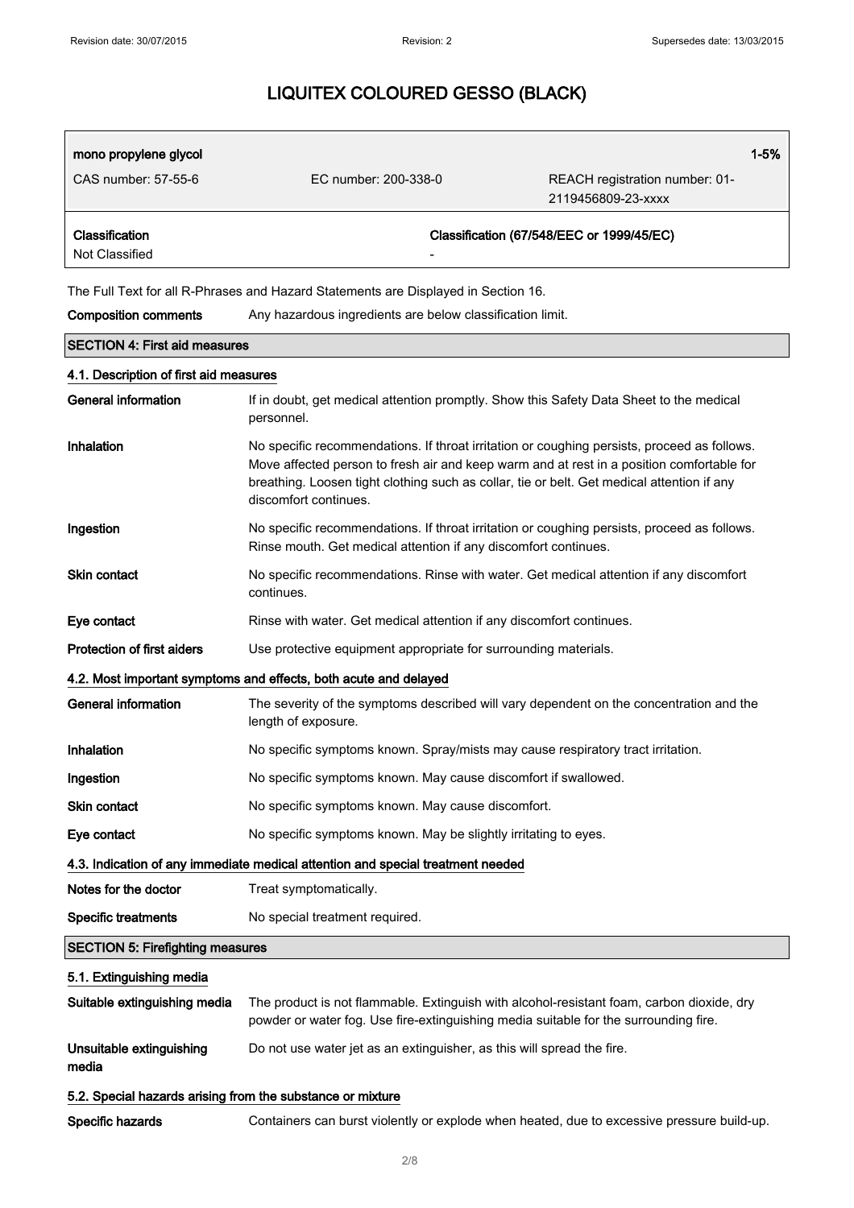| mono propylene glycol | | 1-5% |
| --- | --- | --- |
| CAS number: 57-55-6 | EC number: 200-338-0 | REACH registration number: 01-2119456809-23-xxxx |
| **Classification** | **Classification (67/548/EEC or 1999/45/EC)** | |
| Not Classified | - | |

The Full Text for all R-Phrases and Hazard Statements are Displayed in Section 16.

**Composition comments** Any hazardous ingredients are below classification limit.

## SECTION 4: First aid measures

### 4.1. Description of first aid measures

**General information** If in doubt, get medical attention promptly. Show this Safety Data Sheet to the medical personnel.

**Inhalation** No specific recommendations. If throat irritation or coughing persists, proceed as follows. Move affected person to fresh air and keep warm and at rest in a position comfortable for breathing. Loosen tight clothing such as collar, tie or belt. Get medical attention if any discomfort continues.

**Ingestion** No specific recommendations. If throat irritation or coughing persists, proceed as follows. Rinse mouth. Get medical attention if any discomfort continues.

**Skin contact** No specific recommendations. Rinse with water. Get medical attention if any discomfort continues.

**Eye contact** Rinse with water. Get medical attention if any discomfort continues.

**Protection of first aiders** Use protective equipment appropriate for surrounding materials.

### 4.2. Most important symptoms and effects, both acute and delayed

**General information** The severity of the symptoms described will vary dependent on the concentration and the length of exposure.

**Inhalation** No specific symptoms known. Spray/mists may cause respiratory tract irritation.

**Ingestion** No specific symptoms known. May cause discomfort if swallowed.

**Skin contact** No specific symptoms known. May cause discomfort.

**Eye contact** No specific symptoms known. May be slightly irritating to eyes.

### 4.3. Indication of any immediate medical attention and special treatment needed

**Notes for the doctor** Treat symptomatically.

**Specific treatments** No special treatment required.

## SECTION 5: Firefighting measures

### 5.1. Extinguishing media

**Suitable extinguishing media** The product is not flammable. Extinguish with alcohol-resistant foam, carbon dioxide, dry powder or water fog. Use fire-extinguishing media suitable for the surrounding fire.

**Unsuitable extinguishing media** Do not use water jet as an extinguisher, as this will spread the fire.

### 5.2. Special hazards arising from the substance or mixture

**Specific hazards** Containers can burst violently or explode when heated, due to excessive pressure build-up.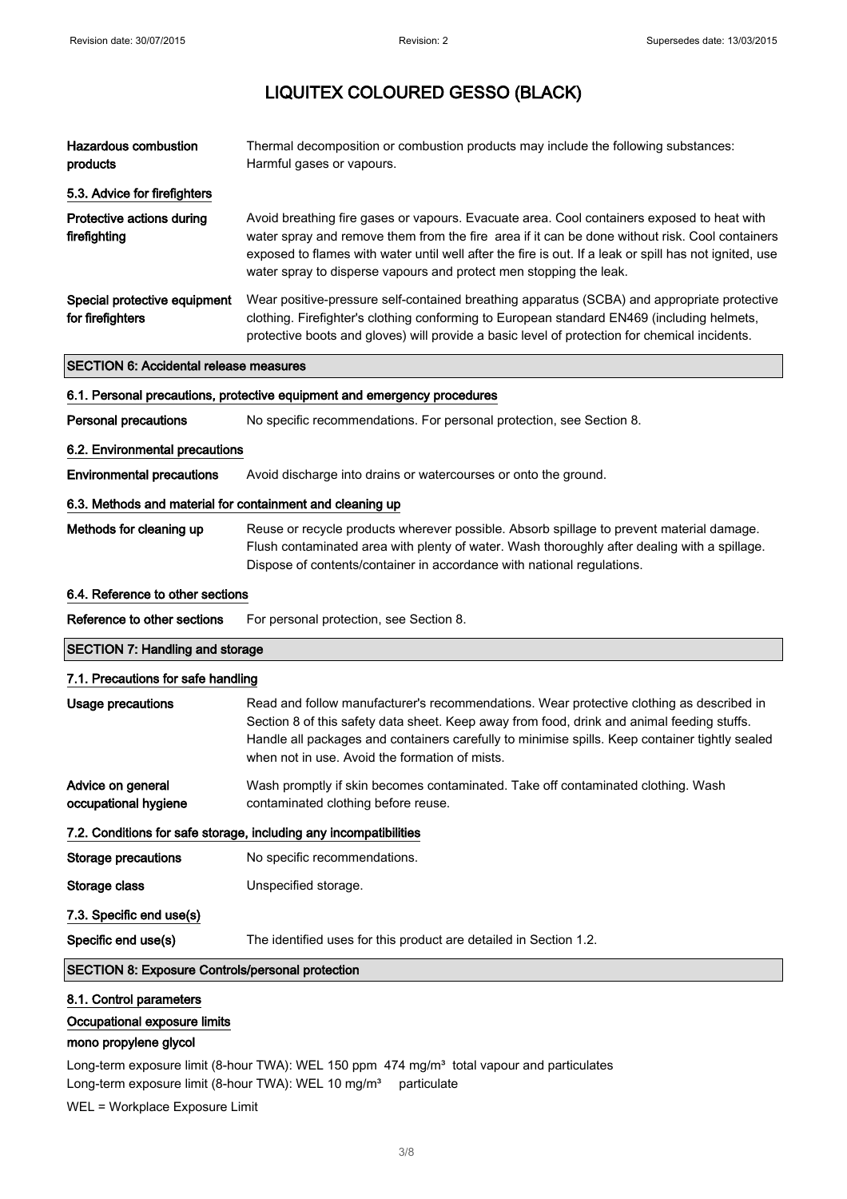# LIQUITEX COLOURED GESSO (BLACK)

**Hazardous combustion products**
Thermal decomposition or combustion products may include the following substances: Harmful gases or vapours.

### 5.3. Advice for firefighters

**Protective actions during firefighting**
Avoid breathing fire gases or vapours. Evacuate area. Cool containers exposed to heat with water spray and remove them from the fire area if it can be done without risk. Cool containers exposed to flames with water until well after the fire is out. If a leak or spill has not ignited, use water spray to disperse vapours and protect men stopping the leak.

**Special protective equipment for firefighters**
Wear positive-pressure self-contained breathing apparatus (SCBA) and appropriate protective clothing. Firefighter's clothing conforming to European standard EN469 (including helmets, protective boots and gloves) will provide a basic level of protection for chemical incidents.

## SECTION 6: Accidental release measures

### 6.1. Personal precautions, protective equipment and emergency procedures

**Personal precautions**
No specific recommendations. For personal protection, see Section 8.

### 6.2. Environmental precautions

**Environmental precautions**
Avoid discharge into drains or watercourses or onto the ground.

### 6.3. Methods and material for containment and cleaning up

**Methods for cleaning up**
Reuse or recycle products wherever possible. Absorb spillage to prevent material damage. Flush contaminated area with plenty of water. Wash thoroughly after dealing with a spillage. Dispose of contents/container in accordance with national regulations.

### 6.4. Reference to other sections

**Reference to other sections**
For personal protection, see Section 8.

## SECTION 7: Handling and storage

### 7.1. Precautions for safe handling

**Usage precautions**
Read and follow manufacturer's recommendations. Wear protective clothing as described in Section 8 of this safety data sheet. Keep away from food, drink and animal feeding stuffs. Handle all packages and containers carefully to minimise spills. Keep container tightly sealed when not in use. Avoid the formation of mists.

**Advice on general occupational hygiene**
Wash promptly if skin becomes contaminated. Take off contaminated clothing. Wash contaminated clothing before reuse.

### 7.2. Conditions for safe storage, including any incompatibilities

**Storage precautions**
No specific recommendations.

**Storage class**
Unspecified storage.

### 7.3. Specific end use(s)

**Specific end use(s)**
The identified uses for this product are detailed in Section 1.2.

## SECTION 8: Exposure Controls/personal protection

### 8.1. Control parameters

#### Occupational exposure limits

**mono propylene glycol**

Long-term exposure limit (8-hour TWA): WEL 150 ppm 474 mg/m³ total vapour and particulates
Long-term exposure limit (8-hour TWA): WEL 10 mg/m³ particulate

WEL = Workplace Exposure Limit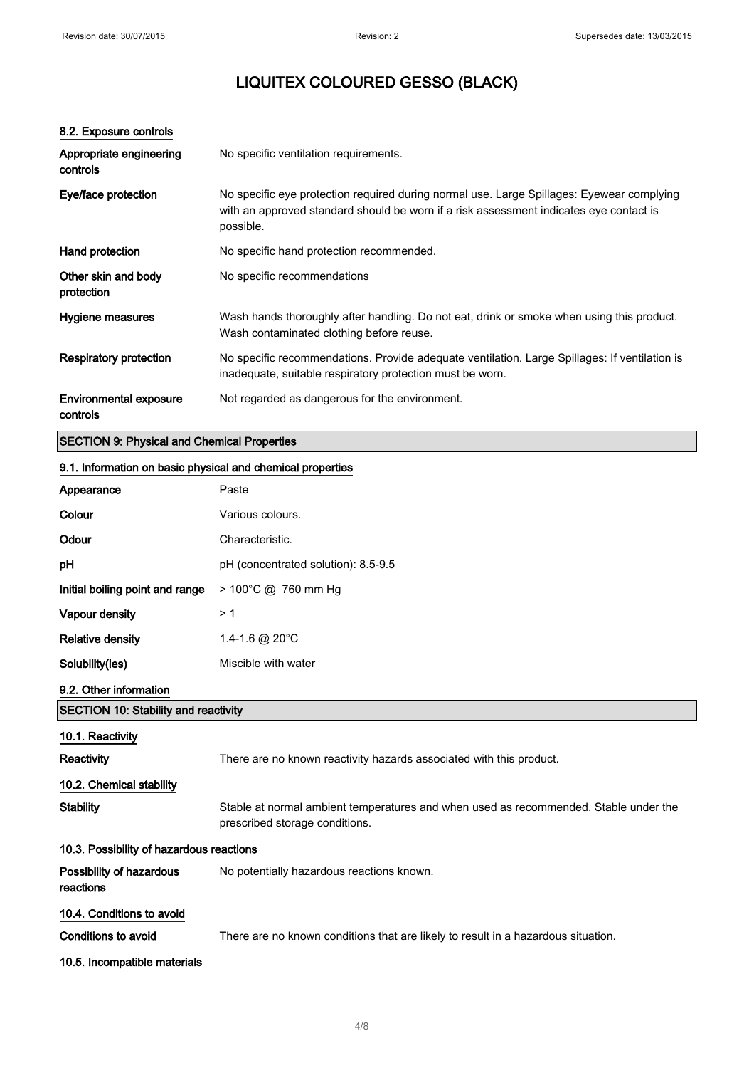# LIQUITEX COLOURED GESSO (BLACK)

#### 8.2. Exposure controls

| | |
|---|---|
| **Appropriate engineering controls** | No specific ventilation requirements. |
| **Eye/face protection** | No specific eye protection required during normal use. Large Spillages: Eyewear complying with an approved standard should be worn if a risk assessment indicates eye contact is possible. |
| **Hand protection** | No specific hand protection recommended. |
| **Other skin and body protection** | No specific recommendations |
| **Hygiene measures** | Wash hands thoroughly after handling. Do not eat, drink or smoke when using this product. Wash contaminated clothing before reuse. |
| **Respiratory protection** | No specific recommendations. Provide adequate ventilation. Large Spillages: If ventilation is inadequate, suitable respiratory protection must be worn. |
| **Environmental exposure controls** | Not regarded as dangerous for the environment. |

## SECTION 9: Physical and Chemical Properties

#### 9.1. Information on basic physical and chemical properties

| | |
|---|---|
| **Appearance** | Paste |
| **Colour** | Various colours. |
| **Odour** | Characteristic. |
| **pH** | pH (concentrated solution): 8.5-9.5 |
| **Initial boiling point and range** | > 100°C @ 760 mm Hg |
| **Vapour density** | > 1 |
| **Relative density** | 1.4-1.6 @ 20°C |
| **Solubility(ies)** | Miscible with water |

#### 9.2. Other information

## SECTION 10: Stability and reactivity

#### 10.1. Reactivity

| | |
|---|---|
| **Reactivity** | There are no known reactivity hazards associated with this product. |

#### 10.2. Chemical stability

| | |
|---|---|
| **Stability** | Stable at normal ambient temperatures and when used as recommended. Stable under the prescribed storage conditions. |

#### 10.3. Possibility of hazardous reactions

| | |
|---|---|
| **Possibility of hazardous reactions** | No potentially hazardous reactions known. |

#### 10.4. Conditions to avoid

| | |
|---|---|
| **Conditions to avoid** | There are no known conditions that are likely to result in a hazardous situation. |

#### 10.5. Incompatible materials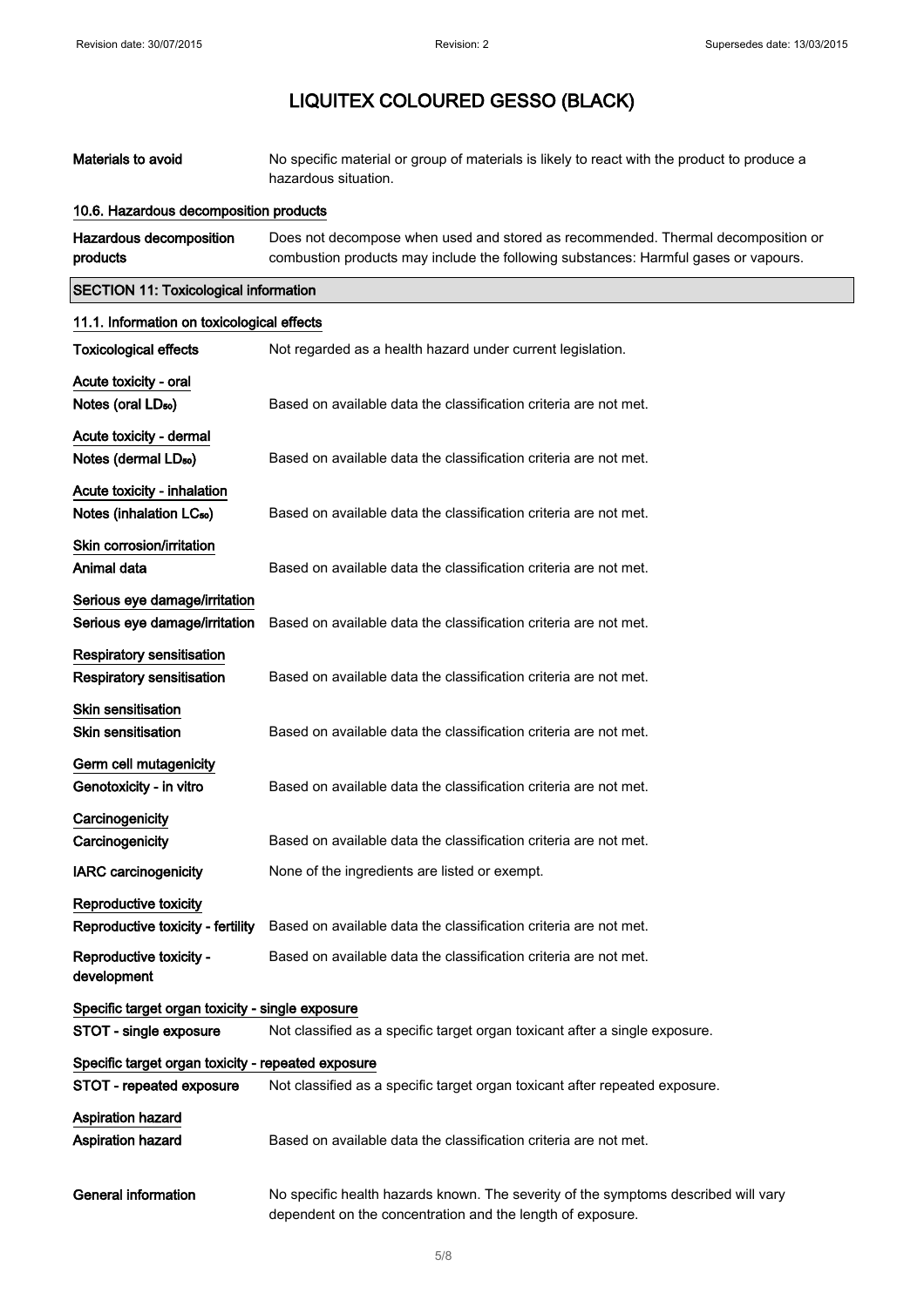# LIQUITEX COLOURED GESSO (BLACK)

**Materials to avoid** No specific material or group of materials is likely to react with the product to produce a hazardous situation.

### 10.6. Hazardous decomposition products

**Hazardous decomposition products** Does not decompose when used and stored as recommended. Thermal decomposition or combustion products may include the following substances: Harmful gases or vapours.

## SECTION 11: Toxicological information

### 11.1. Information on toxicological effects

**Toxicological effects** Not regarded as a health hazard under current legislation.

**Acute toxicity - oral**

**Notes (oral $LD_{50}$)** Based on available data the classification criteria are not met.

**Acute toxicity - dermal**

**Notes (dermal $LD_{50}$)** Based on available data the classification criteria are not met.

**Acute toxicity - inhalation**

**Notes (inhalation $LC_{50}$)** Based on available data the classification criteria are not met.

**Skin corrosion/irritation**

**Animal data** Based on available data the classification criteria are not met.

**Serious eye damage/irritation**

**Serious eye damage/irritation** Based on available data the classification criteria are not met.

**Respiratory sensitisation**

**Respiratory sensitisation** Based on available data the classification criteria are not met.

**Skin sensitisation**

**Skin sensitisation** Based on available data the classification criteria are not met.

**Germ cell mutagenicity**

**Genotoxicity - in vitro** Based on available data the classification criteria are not met.

**Carcinogenicity**

**Carcinogenicity** Based on available data the classification criteria are not met.

**IARC carcinogenicity** None of the ingredients are listed or exempt.

**Reproductive toxicity**

**Reproductive toxicity - fertility** Based on available data the classification criteria are not met.

**Reproductive toxicity - development** Based on available data the classification criteria are not met.

**Specific target organ toxicity - single exposure**

**STOT - single exposure** Not classified as a specific target organ toxicant after a single exposure.

**Specific target organ toxicity - repeated exposure**

**STOT - repeated exposure** Not classified as a specific target organ toxicant after repeated exposure.

**Aspiration hazard**

**Aspiration hazard** Based on available data the classification criteria are not met.

**General information** No specific health hazards known. The severity of the symptoms described will vary dependent on the concentration and the length of exposure.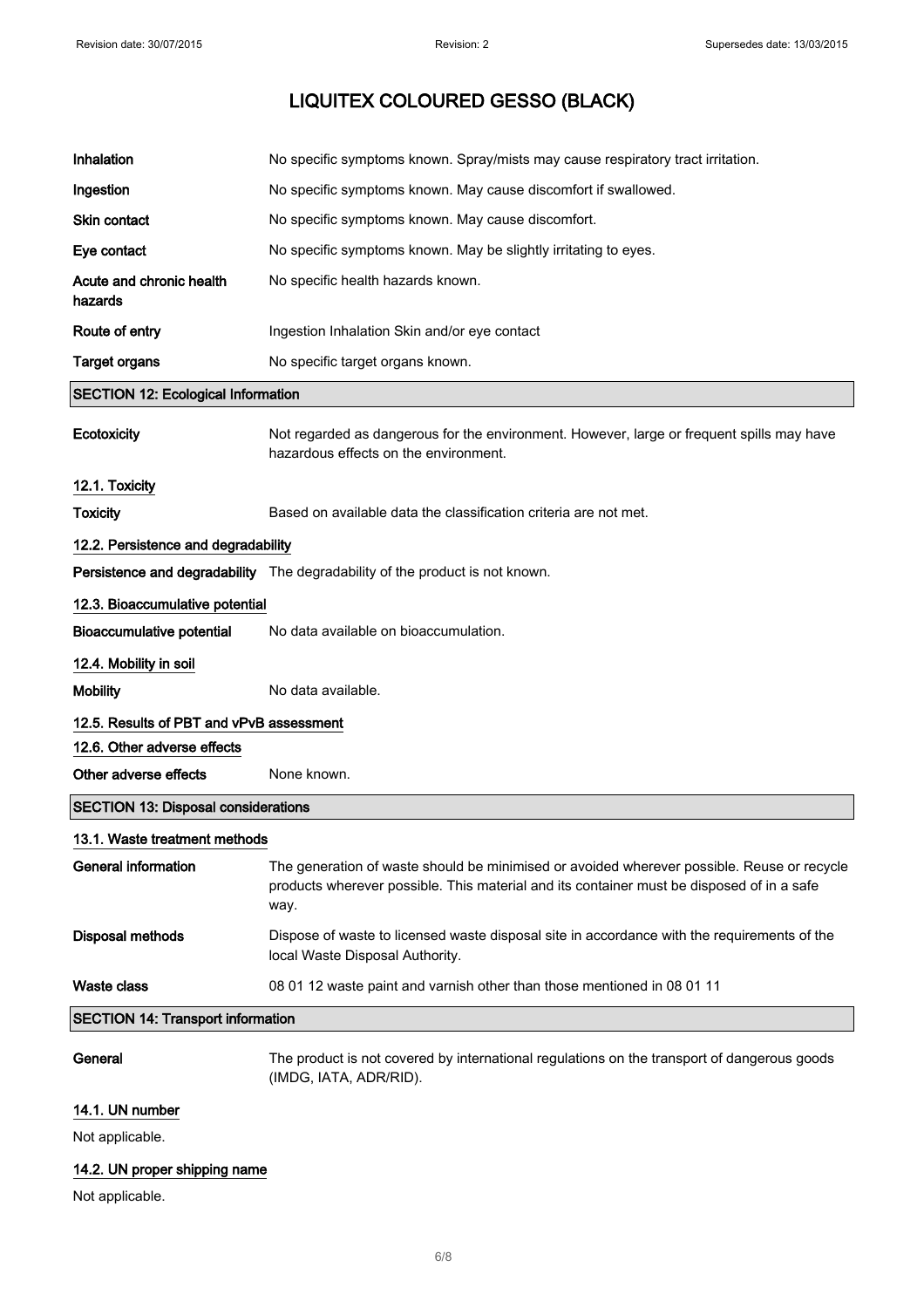# LIQUITEX COLOURED GESSO (BLACK)

| | |
|---|---|
| **Inhalation** | No specific symptoms known. Spray/mists may cause respiratory tract irritation. |
| **Ingestion** | No specific symptoms known. May cause discomfort if swallowed. |
| **Skin contact** | No specific symptoms known. May cause discomfort. |
| **Eye contact** | No specific symptoms known. May be slightly irritating to eyes. |
| **Acute and chronic health hazards** | No specific health hazards known. |
| **Route of entry** | Ingestion Inhalation Skin and/or eye contact |
| **Target organs** | No specific target organs known. |

## SECTION 12: Ecological Information

**Ecotoxicity** Not regarded as dangerous for the environment. However, large or frequent spills may have hazardous effects on the environment.

### 12.1. Toxicity

**Toxicity** Based on available data the classification criteria are not met.

### 12.2. Persistence and degradability

**Persistence and degradability** The degradability of the product is not known.

### 12.3. Bioaccumulative potential

**Bioaccumulative potential** No data available on bioaccumulation.

### 12.4. Mobility in soil

**Mobility** No data available.

### 12.5. Results of PBT and vPvB assessment

### 12.6. Other adverse effects

**Other adverse effects** None known.

## SECTION 13: Disposal considerations

### 13.1. Waste treatment methods

**General information** The generation of waste should be minimised or avoided wherever possible. Reuse or recycle products wherever possible. This material and its container must be disposed of in a safe way.

**Disposal methods** Dispose of waste to licensed waste disposal site in accordance with the requirements of the local Waste Disposal Authority.

**Waste class** 08 01 12 waste paint and varnish other than those mentioned in 08 01 11

## SECTION 14: Transport information

**General** The product is not covered by international regulations on the transport of dangerous goods (IMDG, IATA, ADR/RID).

### 14.1. UN number

Not applicable.

### 14.2. UN proper shipping name

Not applicable.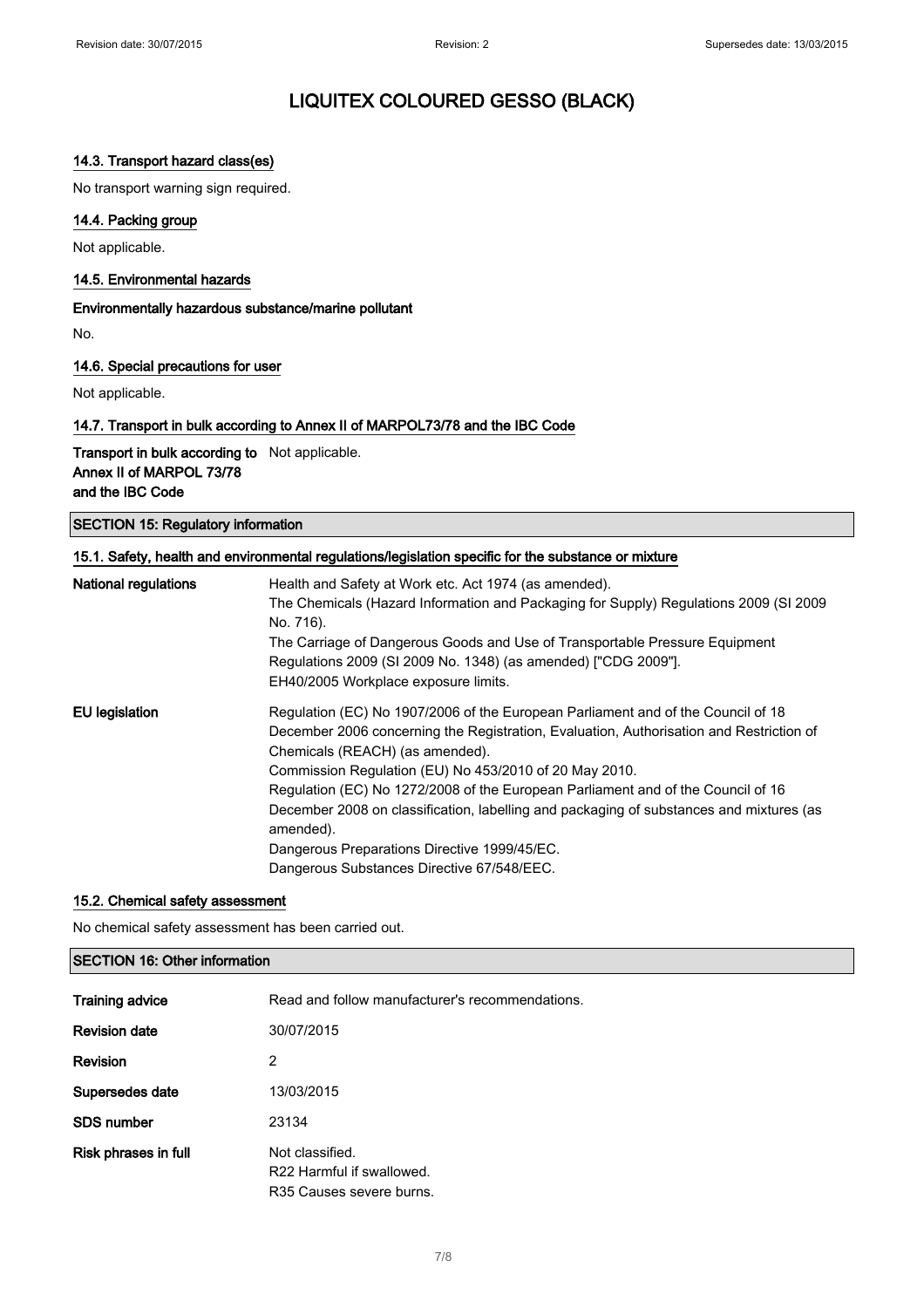# LIQUITEX COLOURED GESSO (BLACK)

### 14.3. Transport hazard class(es)

No transport warning sign required.

### 14.4. Packing group

Not applicable.

### 14.5. Environmental hazards

**Environmentally hazardous substance/marine pollutant**

No.

### 14.6. Special precautions for user

Not applicable.

### 14.7. Transport in bulk according to Annex II of MARPOL73/78 and the IBC Code

| | |
|---|---|
| **Transport in bulk according to Annex II of MARPOL 73/78 and the IBC Code** | Not applicable. |

## SECTION 15: Regulatory information

### 15.1. Safety, health and environmental regulations/legislation specific for the substance or mixture

| | |
|---|---|
| **National regulations** | Health and Safety at Work etc. Act 1974 (as amended).<br>The Chemicals (Hazard Information and Packaging for Supply) Regulations 2009 (SI 2009 No. 716).<br>The Carriage of Dangerous Goods and Use of Transportable Pressure Equipment Regulations 2009 (SI 2009 No. 1348) (as amended) ["CDG 2009"].<br>EH40/2005 Workplace exposure limits. |
| **EU legislation** | Regulation (EC) No 1907/2006 of the European Parliament and of the Council of 18 December 2006 concerning the Registration, Evaluation, Authorisation and Restriction of Chemicals (REACH) (as amended).<br>Commission Regulation (EU) No 453/2010 of 20 May 2010.<br>Regulation (EC) No 1272/2008 of the European Parliament and of the Council of 16 December 2008 on classification, labelling and packaging of substances and mixtures (as amended).<br>Dangerous Preparations Directive 1999/45/EC.<br>Dangerous Substances Directive 67/548/EEC. |

### 15.2. Chemical safety assessment

No chemical safety assessment has been carried out.

## SECTION 16: Other information

| | |
|---|---|
| **Training advice** | Read and follow manufacturer's recommendations. |
| **Revision date** | 30/07/2015 |
| **Revision** | 2 |
| **Supersedes date** | 13/03/2015 |
| **SDS number** | 23134 |
| **Risk phrases in full** | Not classified.<br>R22 Harmful if swallowed.<br>R35 Causes severe burns. |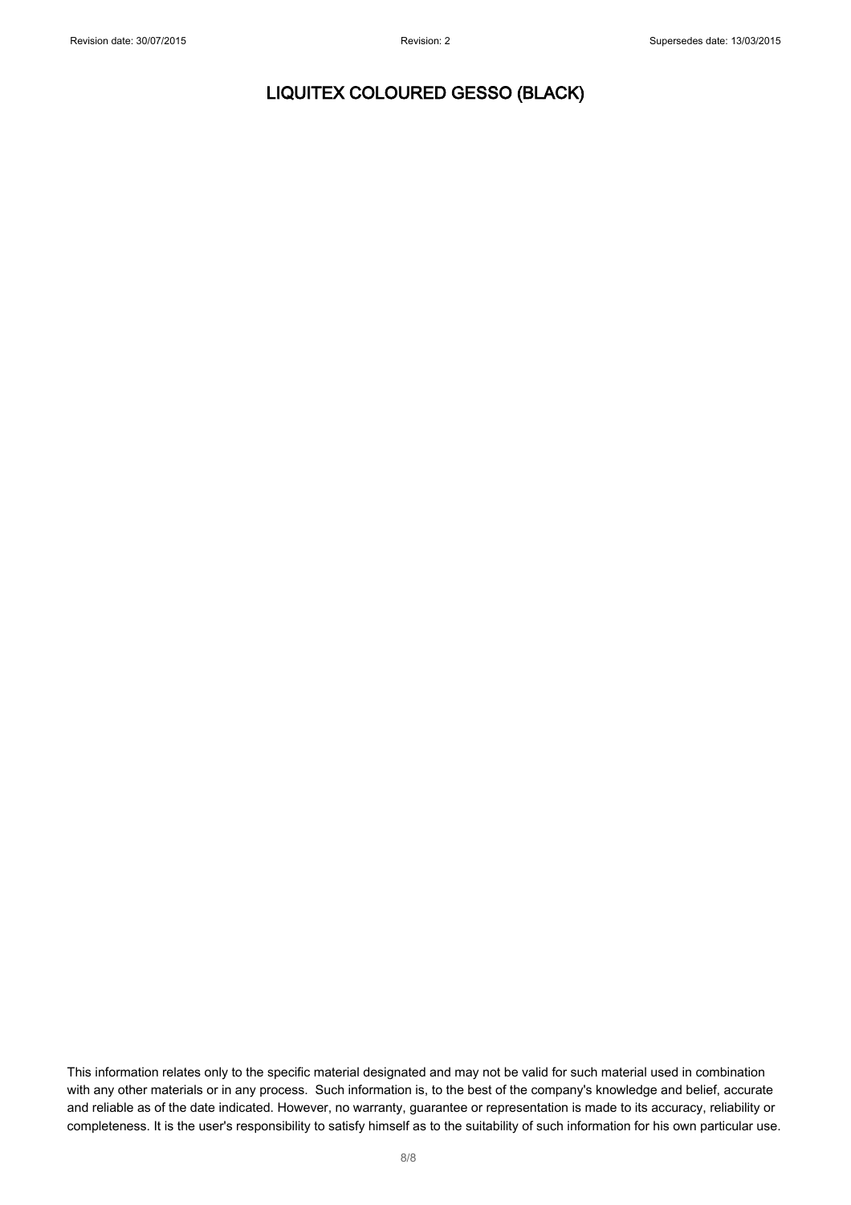This information relates only to the specific material designated and may not be valid for such material used in combination with any other materials or in any process. Such information is, to the best of the company's knowledge and belief, accurate and reliable as of the date indicated. However, no warranty, guarantee or representation is made to its accuracy, reliability or completeness. It is the user's responsibility to satisfy himself as to the suitability of such information for his own particular use.